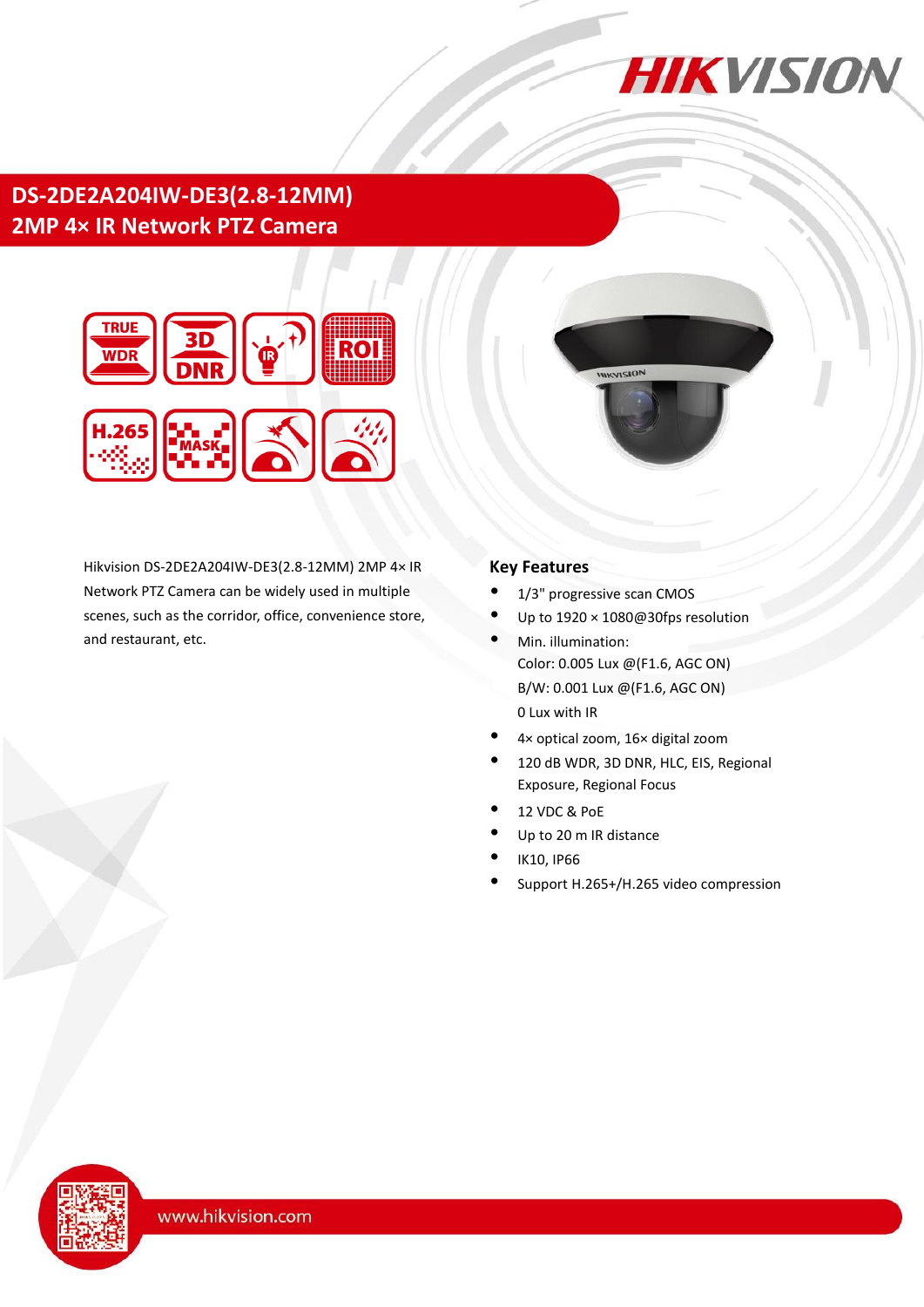# DS-2DE2A204IW-DE3(2.8-12MM)
## 2MP 4× IR Network PTZ Camera

Hikvision DS-2DE2A204IW-DE3(2.8-12MM) 2MP 4× IR Network PTZ Camera can be widely used in multiple scenes, such as the corridor, office, convenience store, and restaurant, etc.

### Key Features

- 1/3" progressive scan CMOS
- Up to 1920 × 1080@30fps resolution
- Min. illumination:
  Color: 0.005 Lux @(F1.6, AGC ON)
  B/W: 0.001 Lux @(F1.6, AGC ON)
  0 Lux with IR
- 4× optical zoom, 16× digital zoom
- 120 dB WDR, 3D DNR, HLC, EIS, Regional Exposure, Regional Focus
- 12 VDC & PoE
- Up to 20 m IR distance
- IK10, IP66
- Support H.265+/H.265 video compression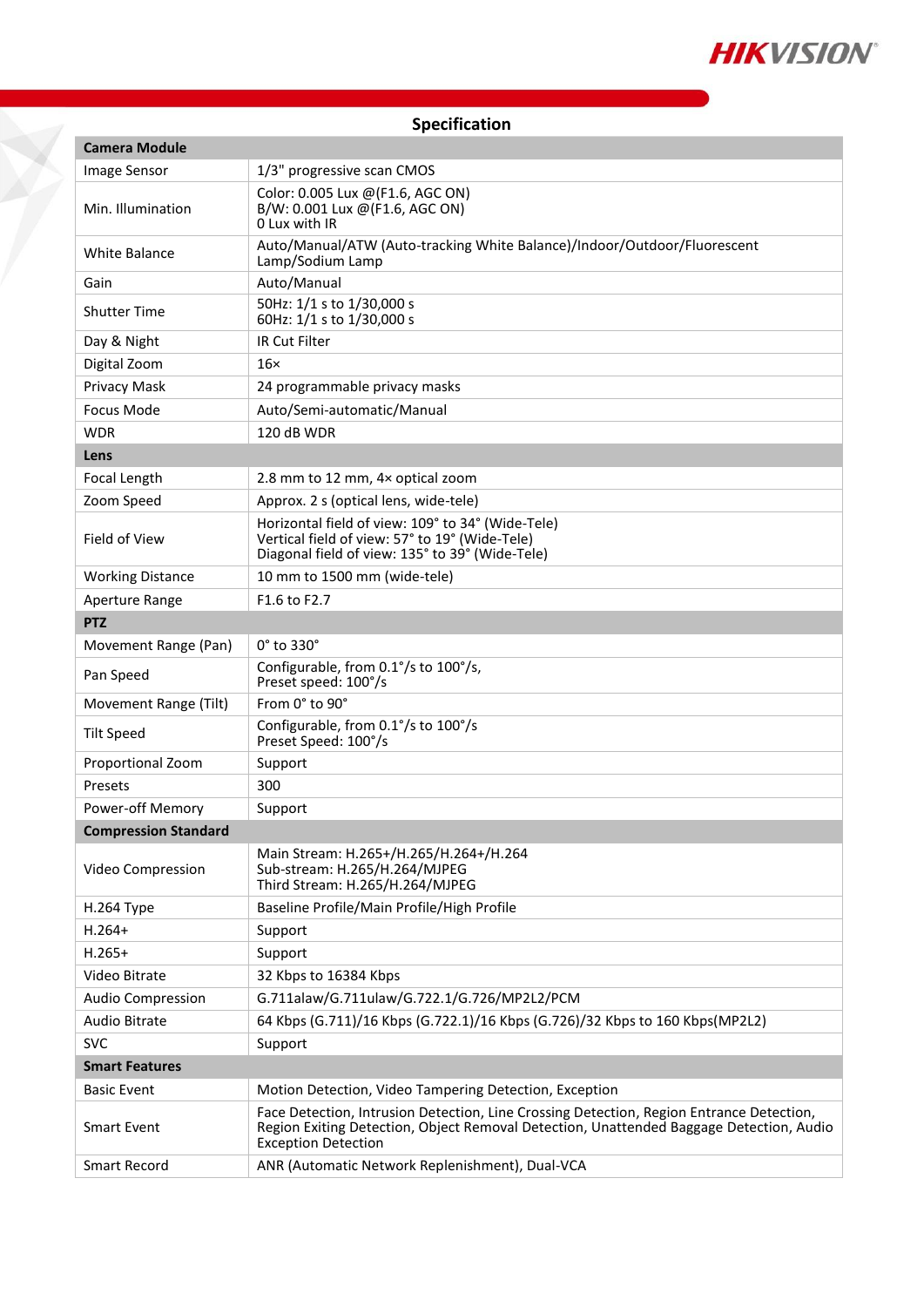## Specification

| Camera Module | |
|---|---|
| Image Sensor | 1/3" progressive scan CMOS |
| Min. Illumination | Color: 0.005 Lux @(F1.6, AGC ON)<br>B/W: 0.001 Lux @(F1.6, AGC ON)<br>0 Lux with IR |
| White Balance | Auto/Manual/ATW (Auto-tracking White Balance)/Indoor/Outdoor/Fluorescent Lamp/Sodium Lamp |
| Gain | Auto/Manual |
| Shutter Time | 50Hz: 1/1 s to 1/30,000 s<br>60Hz: 1/1 s to 1/30,000 s |
| Day & Night | IR Cut Filter |
| Digital Zoom | 16× |
| Privacy Mask | 24 programmable privacy masks |
| Focus Mode | Auto/Semi-automatic/Manual |
| WDR | 120 dB WDR |
| **Lens** | |
| Focal Length | 2.8 mm to 12 mm, 4× optical zoom |
| Zoom Speed | Approx. 2 s (optical lens, wide-tele) |
| Field of View | Horizontal field of view: 109° to 34° (Wide-Tele)<br>Vertical field of view: 57° to 19° (Wide-Tele)<br>Diagonal field of view: 135° to 39° (Wide-Tele) |
| Working Distance | 10 mm to 1500 mm (wide-tele) |
| Aperture Range | F1.6 to F2.7 |
| **PTZ** | |
| Movement Range (Pan) | 0° to 330° |
| Pan Speed | Configurable, from 0.1°/s to 100°/s,<br>Preset speed: 100°/s |
| Movement Range (Tilt) | From 0° to 90° |
| Tilt Speed | Configurable, from 0.1°/s to 100°/s<br>Preset Speed: 100°/s |
| Proportional Zoom | Support |
| Presets | 300 |
| Power-off Memory | Support |
| **Compression Standard** | |
| Video Compression | Main Stream: H.265+/H.265/H.264+/H.264<br>Sub-stream: H.265/H.264/MJPEG<br>Third Stream: H.265/H.264/MJPEG |
| H.264 Type | Baseline Profile/Main Profile/High Profile |
| H.264+ | Support |
| H.265+ | Support |
| Video Bitrate | 32 Kbps to 16384 Kbps |
| Audio Compression | G.711alaw/G.711ulaw/G.722.1/G.726/MP2L2/PCM |
| Audio Bitrate | 64 Kbps (G.711)/16 Kbps (G.722.1)/16 Kbps (G.726)/32 Kbps to 160 Kbps(MP2L2) |
| SVC | Support |
| **Smart Features** | |
| Basic Event | Motion Detection, Video Tampering Detection, Exception |
| Smart Event | Face Detection, Intrusion Detection, Line Crossing Detection, Region Entrance Detection, Region Exiting Detection, Object Removal Detection, Unattended Baggage Detection, Audio Exception Detection |
| Smart Record | ANR (Automatic Network Replenishment), Dual-VCA |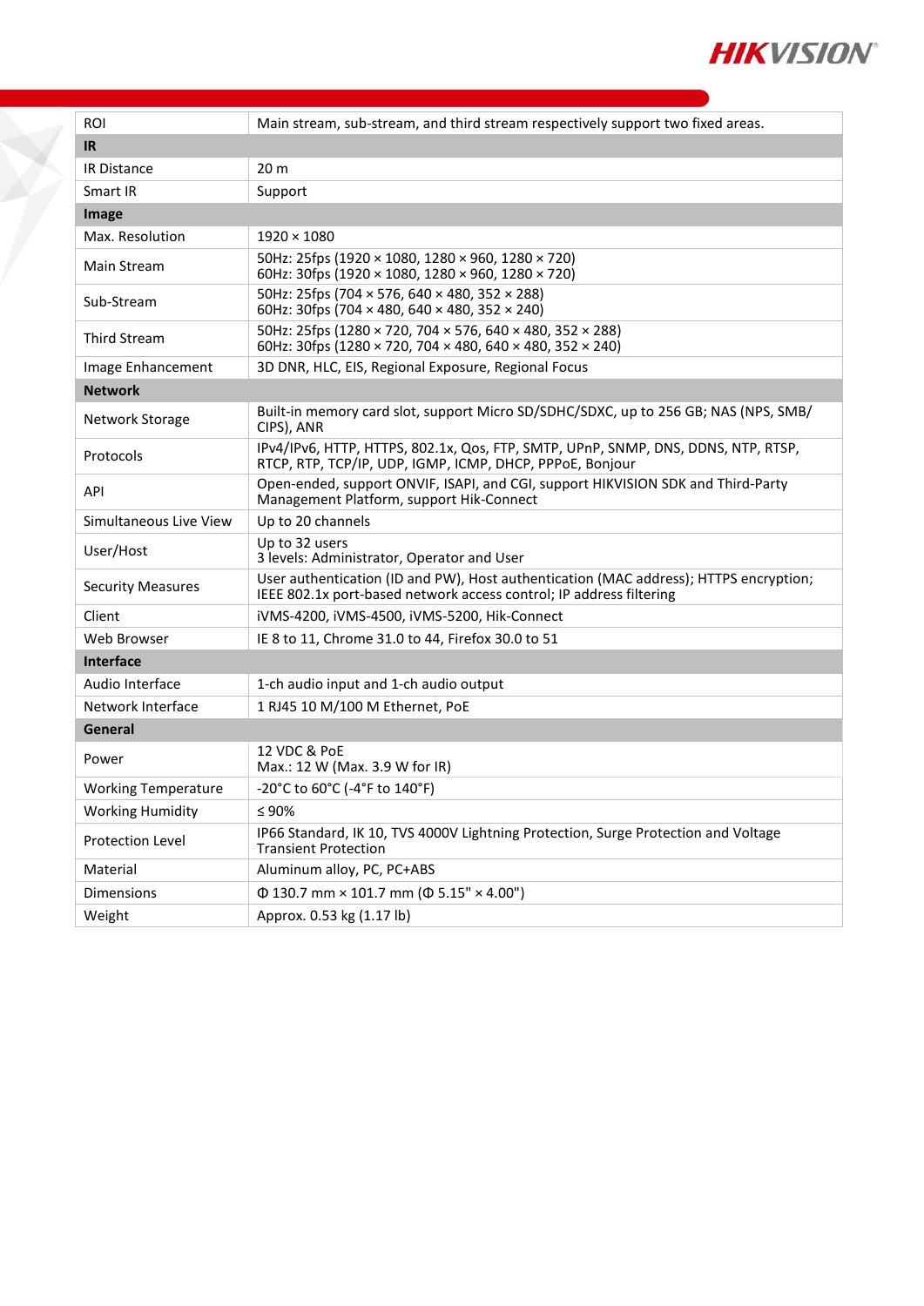| | |
|---|---|
| ROI | Main stream, sub-stream, and third stream respectively support two fixed areas. |
| **IR** | |
| IR Distance | 20 m |
| Smart IR | Support |
| **Image** | |
| Max. Resolution | 1920 × 1080 |
| Main Stream | 50Hz: 25fps (1920 × 1080, 1280 × 960, 1280 × 720)<br>60Hz: 30fps (1920 × 1080, 1280 × 960, 1280 × 720) |
| Sub-Stream | 50Hz: 25fps (704 × 576, 640 × 480, 352 × 288)<br>60Hz: 30fps (704 × 480, 640 × 480, 352 × 240) |
| Third Stream | 50Hz: 25fps (1280 × 720, 704 × 576, 640 × 480, 352 × 288)<br>60Hz: 30fps (1280 × 720, 704 × 480, 640 × 480, 352 × 240) |
| Image Enhancement | 3D DNR, HLC, EIS, Regional Exposure, Regional Focus |
| **Network** | |
| Network Storage | Built-in memory card slot, support Micro SD/SDHC/SDXC, up to 256 GB; NAS (NPS, SMB/ CIPS), ANR |
| Protocols | IPv4/IPv6, HTTP, HTTPS, 802.1x, Qos, FTP, SMTP, UPnP, SNMP, DNS, DDNS, NTP, RTSP, RTCP, RTP, TCP/IP, UDP, IGMP, ICMP, DHCP, PPPoE, Bonjour |
| API | Open-ended, support ONVIF, ISAPI, and CGI, support HIKVISION SDK and Third-Party Management Platform, support Hik-Connect |
| Simultaneous Live View | Up to 20 channels |
| User/Host | Up to 32 users<br>3 levels: Administrator, Operator and User |
| Security Measures | User authentication (ID and PW), Host authentication (MAC address); HTTPS encryption; IEEE 802.1x port-based network access control; IP address filtering |
| Client | iVMS-4200, iVMS-4500, iVMS-5200, Hik-Connect |
| Web Browser | IE 8 to 11, Chrome 31.0 to 44, Firefox 30.0 to 51 |
| **Interface** | |
| Audio Interface | 1-ch audio input and 1-ch audio output |
| Network Interface | 1 RJ45 10 M/100 M Ethernet, PoE |
| **General** | |
| Power | 12 VDC & PoE<br>Max.: 12 W (Max. 3.9 W for IR) |
| Working Temperature | -20°C to 60°C (-4°F to 140°F) |
| Working Humidity | ≤ 90% |
| Protection Level | IP66 Standard, IK 10, TVS 4000V Lightning Protection, Surge Protection and Voltage Transient Protection |
| Material | Aluminum alloy, PC, PC+ABS |
| Dimensions | Φ 130.7 mm × 101.7 mm (Φ 5.15" × 4.00") |
| Weight | Approx. 0.53 kg (1.17 lb) |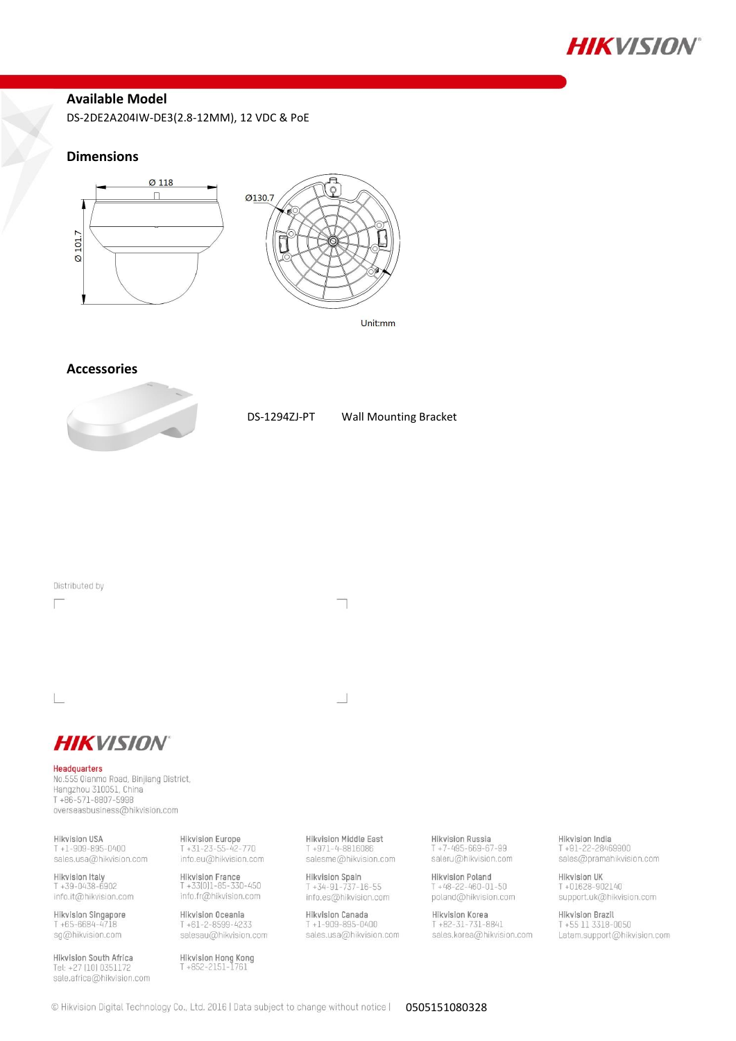## Available Model

DS-2DE2A204IW-DE3(2.8-12MM), 12 VDC & PoE

## Dimensions

Ø 118

Ø 101.7

Ø130.7

Unit:mm

## Accessories

| | |
|---|---|
| DS-1294ZJ-PT | Wall Mounting Bracket |

Distributed by

**HIKVISION**

**Headquarters**
No.555 Qianmo Road, Binjiang District,
Hangzhou 310051, China
T +86-571-8807-5998
overseasbusiness@hikvision.com

Hikvision USA
T +1-909-895-0400
sales.usa@hikvision.com

Hikvision Europe
T +31-23-55-42-770
info.eu@hikvision.com

Hikvision Middle East
T +971-4-8816086
salesme@hikvision.com

Hikvision Russia
T +7-495-669-67-99
saleru@hikvision.com

Hikvision India
T +91-22-28469900
sales@pramahikvision.com

Hikvision Italy
T +39-0438-6902
info.it@hikvision.com

Hikvision France
T +33(0)1-85-330-450
info.fr@hikvision.com

Hikvision Spain
T +34-91-737-16-55
info.es@hikvision.com

Hikvision Poland
T +48-22-460-01-50
poland@hikvision.com

Hikvision UK
T +01628-902140
support.uk@hikvision.com

Hikvision Singapore
T +65-6684-4718
sg@hikvision.com

Hikvision Oceania
T +61-2-8599-4233
salesau@hikvision.com

Hikvision Canada
T +1-909-895-0400
sales.usa@hikvision.com

Hikvision Korea
T +82-31-731-8841
sales.korea@hikvision.com

Hikvision Brazil
T +55 11 3318-0050
Latam.support@hikvision.com

Hikvision South Africa
Tel: +27 (10) 0351172
sale.africa@hikvision.com

Hikvision Hong Kong
T +852-2151-1761

© Hikvision Digital Technology Co., Ltd. 2016 | Data subject to change without notice | 0505151080328